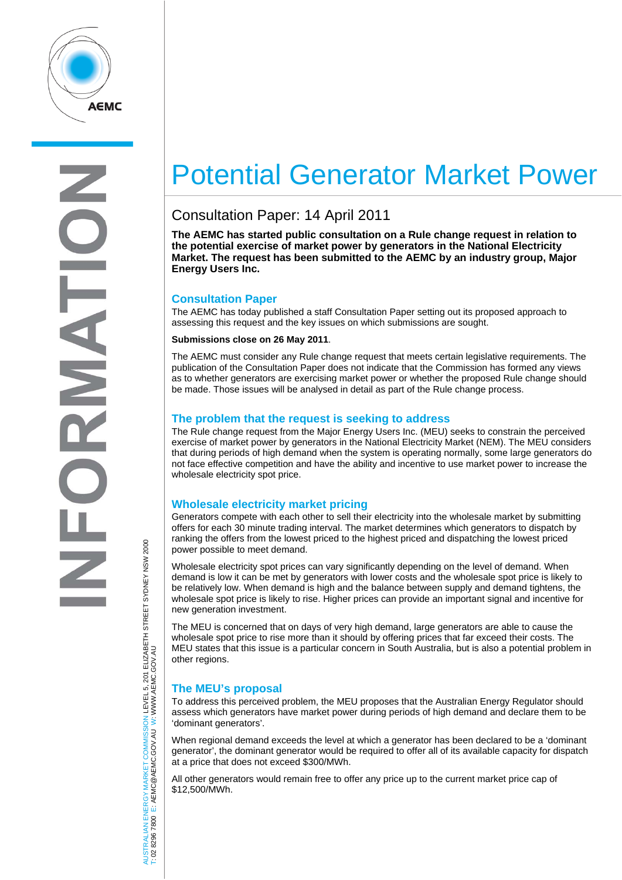# Potential Generator Market Power

## Consultation Paper: 14 April 2011

**The AEMC has started public consultation on a Rule change request in relation to the potential exercise of market power by generators in the National Electricity Market. The request has been submitted to the AEMC by an industry group, Major Energy Users Inc.**

### Consultation Paper

The AEMC has today published a staff Consultation Paper setting out its proposed approach to assessing this request and the key issues on which submissions are sought.

**Submissions close on 26 May 2011**.

The AEMC must consider any Rule change request that meets certain legislative requirements. The publication of the Consultation Paper does not indicate that the Commission has formed any views as to whether generators are exercising market power or whether the proposed Rule change should be made. Those issues will be analysed in detail as part of the Rule change process.

### The problem that the request is seeking to address

The Rule change request from the Major Energy Users Inc. (MEU) seeks to constrain the perceived exercise of market power by generators in the National Electricity Market (NEM). The MEU considers that during periods of high demand when the system is operating normally, some large generators do not face effective competition and have the ability and incentive to use market power to increase the wholesale electricity spot price.

### Wholesale electricity market pricing

Generators compete with each other to sell their electricity into the wholesale market by submitting offers for each 30 minute trading interval. The market determines which generators to dispatch by ranking the offers from the lowest priced to the highest priced and dispatching the lowest priced power possible to meet demand.

Wholesale electricity spot prices can vary significantly depending on the level of demand. When demand is low it can be met by generators with lower costs and the wholesale spot price is likely to be relatively low. When demand is high and the balance between supply and demand tightens, the wholesale spot price is likely to rise. Higher prices can provide an important signal and incentive for new generation investment.

The MEU is concerned that on days of very high demand, large generators are able to cause the wholesale spot price to rise more than it should by offering prices that far exceed their costs. The MEU states that this issue is a particular concern in South Australia, but is also a potential problem in other regions.

### The MEU's proposal

To address this perceived problem, the MEU proposes that the Australian Energy Regulator should assess which generators have market power during periods of high demand and declare them to be 'dominant generators'.

When regional demand exceeds the level at which a generator has been declared to be a 'dominant generator', the dominant generator would be required to offer all of its available capacity for dispatch at a price that does not exceed $300/MWh.

All other generators would remain free to offer any price up to the current market price cap of $12,500/MWh.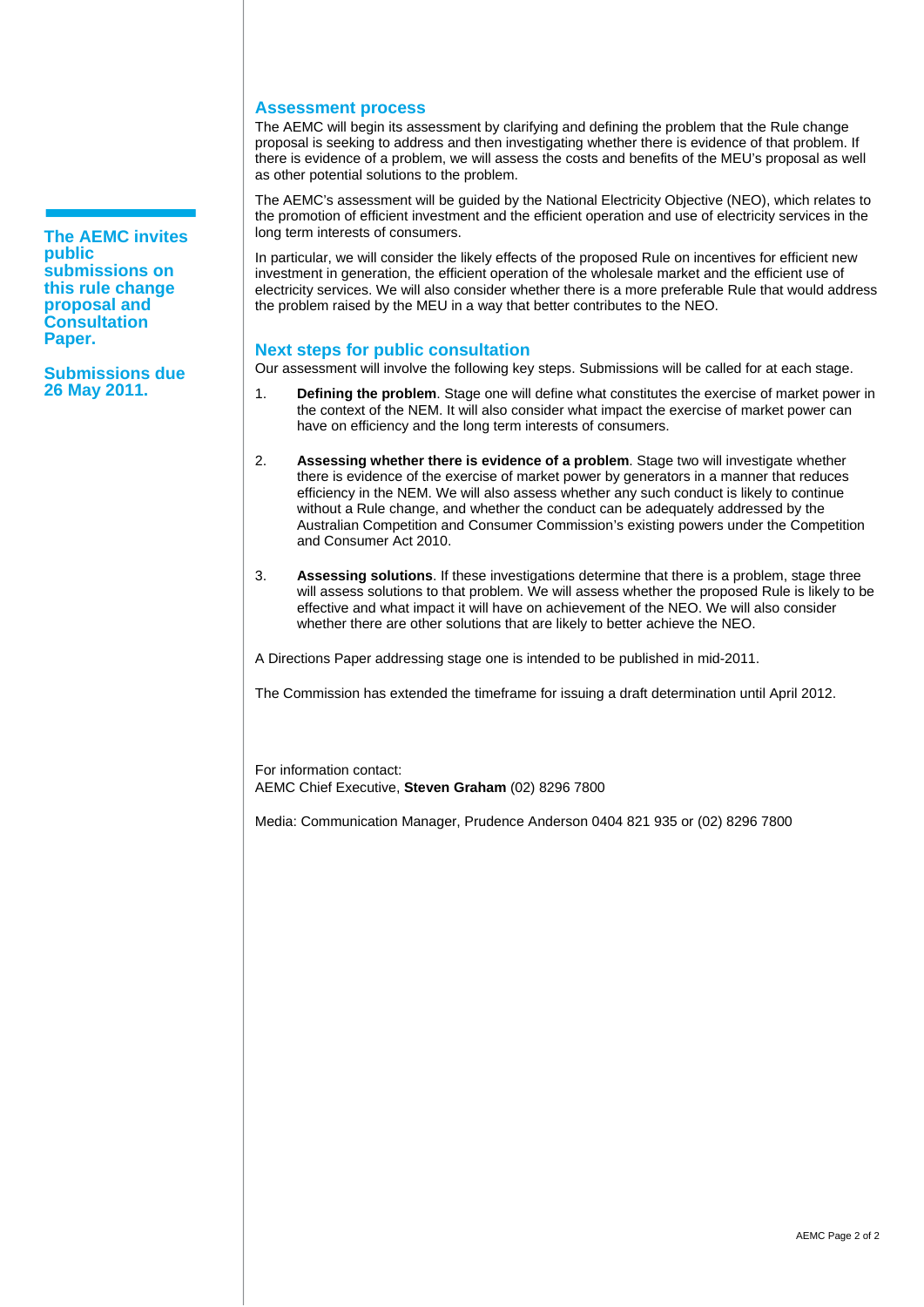## Assessment process

The AEMC will begin its assessment by clarifying and defining the problem that the Rule change proposal is seeking to address and then investigating whether there is evidence of that problem. If there is evidence of a problem, we will assess the costs and benefits of the MEU's proposal as well as other potential solutions to the problem.

The AEMC's assessment will be guided by the National Electricity Objective (NEO), which relates to the promotion of efficient investment and the efficient operation and use of electricity services in the long term interests of consumers.

**The AEMC invites public submissions on this rule change proposal and Consultation Paper.**

**Submissions due 26 May 2011.**

In particular, we will consider the likely effects of the proposed Rule on incentives for efficient new investment in generation, the efficient operation of the wholesale market and the efficient use of electricity services. We will also consider whether there is a more preferable Rule that would address the problem raised by the MEU in a way that better contributes to the NEO.

## Next steps for public consultation

Our assessment will involve the following key steps. Submissions will be called for at each stage.

1. **Defining the problem**. Stage one will define what constitutes the exercise of market power in the context of the NEM. It will also consider what impact the exercise of market power can have on efficiency and the long term interests of consumers.

2. **Assessing whether there is evidence of a problem**. Stage two will investigate whether there is evidence of the exercise of market power by generators in a manner that reduces efficiency in the NEM. We will also assess whether any such conduct is likely to continue without a Rule change, and whether the conduct can be adequately addressed by the Australian Competition and Consumer Commission's existing powers under the Competition and Consumer Act 2010.

3. **Assessing solutions**. If these investigations determine that there is a problem, stage three will assess solutions to that problem. We will assess whether the proposed Rule is likely to be effective and what impact it will have on achievement of the NEO. We will also consider whether there are other solutions that are likely to better achieve the NEO.

A Directions Paper addressing stage one is intended to be published in mid-2011.

The Commission has extended the timeframe for issuing a draft determination until April 2012.

For information contact:
AEMC Chief Executive, **Steven Graham** (02) 8296 7800

Media: Communication Manager, Prudence Anderson 0404 821 935 or (02) 8296 7800